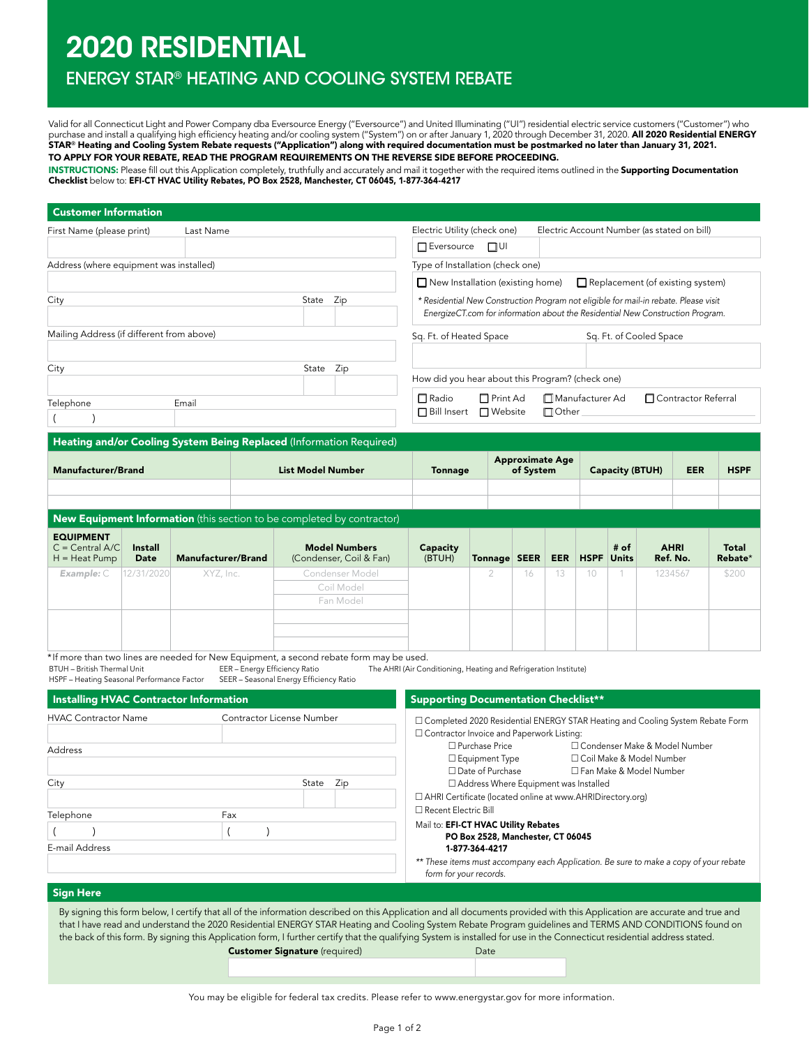# 2020 RESIDENTIAL

## ENERGY STAR® HEATING AND COOLING SYSTEM REBATE

Valid for all Connecticut Light and Power Company dba Eversource Energy ("Eversource") and United Illuminating ("UI") residential electric service customers ("Customer") who purchase and install a qualifying high efficiency heating and/or cooling system ("System") on or after January 1, 2020 through December 31, 2020. **All 2020 Residential ENERGY STAR® Heating and Cooling System Rebate requests ("Application") along with required documentation must be postmarked no later than January 31, 2021.**

**TO APPLY FOR YOUR REBATE, READ THE PROGRAM REQUIREMENTS ON THE REVERSE SIDE BEFORE PROCEEDING.**

**INSTRUCTIONS:** Please fill out this Application completely, truthfully and accurately and mail it together with the required items outlined in the **Supporting Documentation Checklist** below to: **EFI-CT HVAC Utility Rebates, PO Box 2528, Manchester, CT 06045, 1-877-364-4217**

### Customer Information

| First Name (please print) | Last Name | | |
|---|---|---|---|
| | | | |
| Address (where equipment was installed) | | | |
| | | | |
| City | | State | Zip |
| | | | |
| Mailing Address (if different from above) | | | |
| | | | |
| City | | State | Zip |
| | | | |
| Telephone | Email | | |
| ( ) | | | |

| Electric Utility (check one) | Electric Account Number (as stated on bill) |
|---|---|
| ☐ Eversource ☐ UI | |

Type of Installation (check one)

☐ New Installation (existing home) ☐ Replacement (of existing system)

*\* Residential New Construction Program not eligible for mail-in rebate. Please visit EnergizeCT.com for information about the Residential New Construction Program.*

| Sq. Ft. of Heated Space | Sq. Ft. of Cooled Space |
|---|---|
| | |

How did you hear about this Program? (check one)

☐ Radio ☐ Print Ad ☐ Manufacturer Ad ☐ Contractor Referral
☐ Bill Insert ☐ Website ☐ Other ____________

### Heating and/or Cooling System Being Replaced (Information Required)

| Manufacturer/Brand | List Model Number | Tonnage | Approximate Age of System | Capacity (BTUH) | EER | HSPF |
|---|---|---|---|---|---|---|
| | | | | | | |
| | | | | | | |

### New Equipment Information (this section to be completed by contractor)

| EQUIPMENT C = Central A/C H = Heat Pump | Install Date | Manufacturer/Brand | Model Numbers (Condenser, Coil & Fan) | Capacity (BTUH) | Tonnage | SEER | EER | HSPF | # of Units | AHRI Ref. No. | Total Rebate* |
|---|---|---|---|---|---|---|---|---|---|---|---|
| *Example:* C | 12/31/2020 | XYZ, Inc. | Condenser Model / Coil Model / Fan Model | | 2 | 16 | 13 | 10 | 1 | 1234567 | $200 |
| | | | | | | | | | | | |

\*If more than two lines are needed for New Equipment, a second rebate form may be used.

BTUH – British Thermal Unit
EER – Energy Efficiency Ratio
The AHRI (Air Conditioning, Heating and Refrigeration Institute)
HSPF – Heating Seasonal Performance Factor
SEER – Seasonal Energy Efficiency Ratio

### Installing HVAC Contractor Information

| HVAC Contractor Name | Contractor License Number | | |
|---|---|---|---|
| | | | |
| Address | | | |
| | | | |
| City | | State | Zip |
| | | | |
| Telephone | Fax | | |
| ( ) | ( ) | | |
| E-mail Address | | | |
| | | | |

### Supporting Documentation Checklist**

- ☐ Completed 2020 Residential ENERGY STAR Heating and Cooling System Rebate Form
- ☐ Contractor Invoice and Paperwork Listing:
  - ☐ Purchase Price
  - ☐ Equipment Type
  - ☐ Date of Purchase
  - ☐ Address Where Equipment was Installed
  - ☐ Condenser Make & Model Number
  - ☐ Coil Make & Model Number
  - ☐ Fan Make & Model Number
- ☐ AHRI Certificate (located online at www.AHRIDirectory.org)
- ☐ Recent Electric Bill

Mail to: **EFI-CT HVAC Utility Rebates**
**PO Box 2528, Manchester, CT 06045**
**1-877-364-4217**

*\*\* These items must accompany each Application. Be sure to make a copy of your rebate form for your records.*

### Sign Here

By signing this form below, I certify that all of the information described on this Application and all documents provided with this Application are accurate and true and that I have read and understand the 2020 Residential ENERGY STAR Heating and Cooling System Rebate Program guidelines and TERMS AND CONDITIONS found on the back of this form. By signing this Application form, I further certify that the qualifying System is installed for use in the Connecticut residential address stated.

| **Customer Signature** (required) | Date |
|---|---|
| | |

You may be eligible for federal tax credits. Please refer to www.energystar.gov for more information.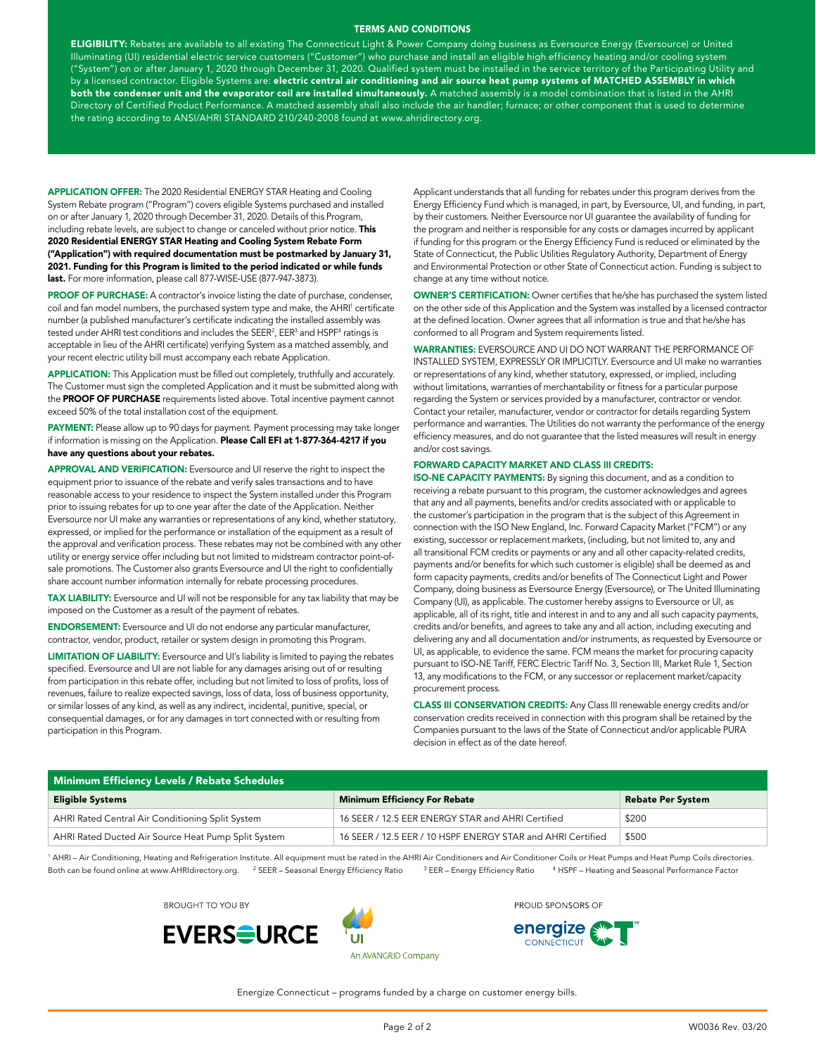## TERMS AND CONDITIONS

**ELIGIBILITY:** Rebates are available to all existing The Connecticut Light & Power Company doing business as Eversource Energy (Eversource) or United Illuminating (UI) residential electric service customers ("Customer") who purchase and install an eligible high efficiency heating and/or cooling system ("System") on or after January 1, 2020 through December 31, 2020. Qualified system must be installed in the service territory of the Participating Utility and by a licensed contractor. Eligible Systems are: **electric central air conditioning and air source heat pump systems of MATCHED ASSEMBLY in which both the condenser unit and the evaporator coil are installed simultaneously.** A matched assembly is a model combination that is listed in the AHRI Directory of Certified Product Performance. A matched assembly shall also include the air handler; furnace; or other component that is used to determine the rating according to ANSI/AHRI STANDARD 210/240-2008 found at www.ahridirectory.org.

**APPLICATION OFFER:** The 2020 Residential ENERGY STAR Heating and Cooling System Rebate program ("Program") covers eligible Systems purchased and installed on or after January 1, 2020 through December 31, 2020. Details of this Program, including rebate levels, are subject to change or canceled without prior notice. **This 2020 Residential ENERGY STAR Heating and Cooling System Rebate Form ("Application") with required documentation must be postmarked by January 31, 2021. Funding for this Program is limited to the period indicated or while funds last.** For more information, please call 877-WISE-USE (877-947-3873).

**PROOF OF PURCHASE:** A contractor's invoice listing the date of purchase, condenser, coil and fan model numbers, the purchased system type and make, the AHRI[1] certificate number (a published manufacturer's certificate indicating the installed assembly was tested under AHRI test conditions and includes the SEER[2], EER[3] and HSPF[4] ratings is acceptable in lieu of the AHRI certificate) verifying System as a matched assembly, and your recent electric utility bill must accompany each rebate Application.

**APPLICATION:** This Application must be filled out completely, truthfully and accurately. The Customer must sign the completed Application and it must be submitted along with the **PROOF OF PURCHASE** requirements listed above. Total incentive payment cannot exceed 50% of the total installation cost of the equipment.

**PAYMENT:** Please allow up to 90 days for payment. Payment processing may take longer if information is missing on the Application. **Please Call EFI at 1-877-364-4217 if you have any questions about your rebates.**

**APPROVAL AND VERIFICATION:** Eversource and UI reserve the right to inspect the equipment prior to issuance of the rebate and verify sales transactions and to have reasonable access to your residence to inspect the System installed under this Program prior to issuing rebates for up to one year after the date of the Application. Neither Eversource nor UI make any warranties or representations of any kind, whether statutory, expressed, or implied for the performance or installation of the equipment as a result of the approval and verification process. These rebates may not be combined with any other utility or energy service offer including but not limited to midstream contractor point-of-sale promotions. The Customer also grants Eversource and UI the right to confidentially share account number information internally for rebate processing procedures.

**TAX LIABILITY:** Eversource and UI will not be responsible for any tax liability that may be imposed on the Customer as a result of the payment of rebates.

**ENDORSEMENT:** Eversource and UI do not endorse any particular manufacturer, contractor, vendor, product, retailer or system design in promoting this Program.

**LIMITATION OF LIABILITY:** Eversource and UI's liability is limited to paying the rebates specified. Eversource and UI are not liable for any damages arising out of or resulting from participation in this rebate offer, including but not limited to loss of profits, loss of revenues, failure to realize expected savings, loss of data, loss of business opportunity, or similar losses of any kind, as well as any indirect, incidental, punitive, special, or consequential damages, or for any damages in tort connected with or resulting from participation in this Program.

Applicant understands that all funding for rebates under this program derives from the Energy Efficiency Fund which is managed, in part, by Eversource, UI, and funding, in part, by their customers. Neither Eversource nor UI guarantee the availability of funding for the program and neither is responsible for any costs or damages incurred by applicant if funding for this program or the Energy Efficiency Fund is reduced or eliminated by the State of Connecticut, the Public Utilities Regulatory Authority, Department of Energy and Environmental Protection or other State of Connecticut action. Funding is subject to change at any time without notice.

**OWNER'S CERTIFICATION:** Owner certifies that he/she has purchased the system listed on the other side of this Application and the System was installed by a licensed contractor at the defined location. Owner agrees that all information is true and that he/she has conformed to all Program and System requirements listed.

**WARRANTIES:** EVERSOURCE AND UI DO NOT WARRANT THE PERFORMANCE OF INSTALLED SYSTEM, EXPRESSLY OR IMPLICITLY. Eversource and UI make no warranties or representations of any kind, whether statutory, expressed, or implied, including without limitations, warranties of merchantability or fitness for a particular purpose regarding the System or services provided by a manufacturer, contractor or vendor. Contact your retailer, manufacturer, vendor or contractor for details regarding System performance and warranties. The Utilities do not warranty the performance of the energy efficiency measures, and do not guarantee that the listed measures will result in energy and/or cost savings.

**FORWARD CAPACITY MARKET AND CLASS III CREDITS:**

**ISO-NE CAPACITY PAYMENTS:** By signing this document, and as a condition to receiving a rebate pursuant to this program, the customer acknowledges and agrees that any and all payments, benefits and/or credits associated with or applicable to the customer's participation in the program that is the subject of this Agreement in connection with the ISO New England, Inc. Forward Capacity Market ("FCM") or any existing, successor or replacement markets, (including, but not limited to, any and all transitional FCM credits or payments or any and all other capacity-related credits, payments and/or benefits for which such customer is eligible) shall be deemed as and form capacity payments, credits and/or benefits of The Connecticut Light and Power Company, doing business as Eversource Energy (Eversource), or The United Illuminating Company (UI), as applicable. The customer hereby assigns to Eversource or UI, as applicable, all of its right, title and interest in and to any and all such capacity payments, credits and/or benefits, and agrees to take any and all action, including executing and delivering any and all documentation and/or instruments, as requested by Eversource or UI, as applicable, to evidence the same. FCM means the market for procuring capacity pursuant to ISO-NE Tariff, FERC Electric Tariff No. 3, Section III, Market Rule 1, Section 13, any modifications to the FCM, or any successor or replacement market/capacity procurement process.

**CLASS III CONSERVATION CREDITS:** Any Class III renewable energy credits and/or conservation credits received in connection with this program shall be retained by the Companies pursuant to the laws of the State of Connecticut and/or applicable PURA decision in effect as of the date hereof.

### Minimum Efficiency Levels / Rebate Schedules

| Eligible Systems | Minimum Efficiency For Rebate | Rebate Per System |
|---|---|---|
| AHRI Rated Central Air Conditioning Split System | 16 SEER / 12.5 EER ENERGY STAR and AHRI Certified | $200 |
| AHRI Rated Ducted Air Source Heat Pump Split System | 16 SEER / 12.5 EER / 10 HSPF ENERGY STAR and AHRI Certified | $500 |

[1] AHRI – Air Conditioning, Heating and Refrigeration Institute. All equipment must be rated in the AHRI Air Conditioners and Air Conditioner Coils or Heat Pumps and Heat Pump Coils directories. Both can be found online at www.AHRIdirectory.org. [2] SEER – Seasonal Energy Efficiency Ratio [3] EER – Energy Efficiency Ratio [4] HSPF – Heating and Seasonal Performance Factor

BROUGHT TO YOU BY

EVERSOURCE

UI An AVANGRID Company

PROUD SPONSORS OF

energize CONNECTICUT

Energize Connecticut – programs funded by a charge on customer energy bills.

W0036 Rev. 03/20